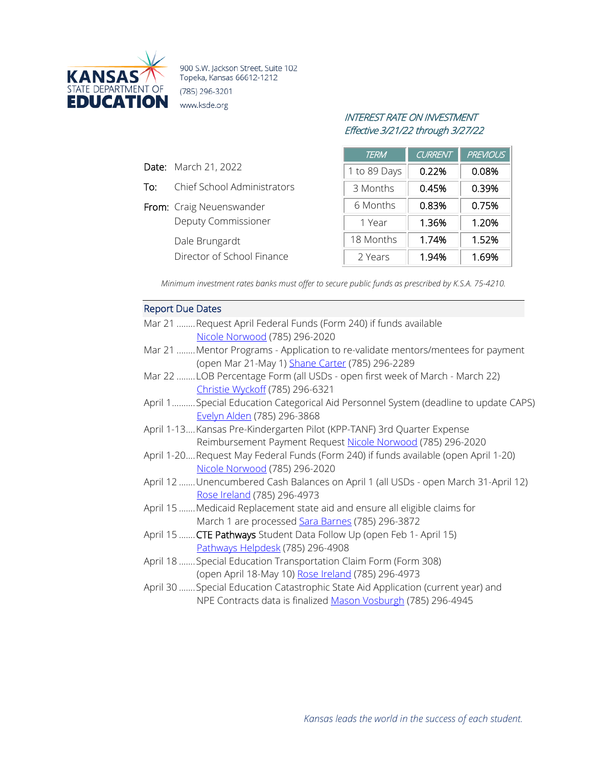**KANSAS STATE DEPARTMENT OF EDUCATION**

900 S.W. Jackson Street, Suite 102
Topeka, Kansas 66612-1212
(785) 296-3201
www.ksde.org

*INTEREST RATE ON INVESTMENT*
*Effective 3/21/22 through 3/27/22*

| TERM | CURRENT | PREVIOUS |
|---|---|---|
| 1 to 89 Days | 0.22% | 0.08% |
| 3 Months | 0.45% | 0.39% |
| 6 Months | 0.83% | 0.75% |
| 1 Year | 1.36% | 1.20% |
| 18 Months | 1.74% | 1.52% |
| 2 Years | 1.94% | 1.69% |

**Date:** March 21, 2022

**To:** Chief School Administrators

**From:** Craig Neuenswander
Deputy Commissioner

Dale Brungardt
Director of School Finance

*Minimum investment rates banks must offer to secure public funds as prescribed by K.S.A. 75-4210.*

## Report Due Dates

- Mar 21 ........Request April Federal Funds (Form 240) if funds available
  Nicole Norwood (785) 296-2020
- Mar 21 ........Mentor Programs - Application to re-validate mentors/mentees for payment (open Mar 21-May 1) Shane Carter (785) 296-2289
- Mar 22 ........LOB Percentage Form (all USDs - open first week of March - March 22)
  Christie Wyckoff (785) 296-6321
- April 1..........Special Education Categorical Aid Personnel System (deadline to update CAPS)
  Evelyn Alden (785) 296-3868
- April 1-13....Kansas Pre-Kindergarten Pilot (KPP-TANF) 3rd Quarter Expense Reimbursement Payment Request Nicole Norwood (785) 296-2020
- April 1-20....Request May Federal Funds (Form 240) if funds available (open April 1-20)
  Nicole Norwood (785) 296-2020
- April 12 .......Unencumbered Cash Balances on April 1 (all USDs - open March 31-April 12)
  Rose Ireland (785) 296-4973
- April 15 .......Medicaid Replacement state aid and ensure all eligible claims for March 1 are processed Sara Barnes (785) 296-3872
- April 15 .......**CTE Pathways** Student Data Follow Up (open Feb 1- April 15)
  Pathways Helpdesk (785) 296-4908
- April 18 .......Special Education Transportation Claim Form (Form 308) (open April 18-May 10) Rose Ireland (785) 296-4973
- April 30 .......Special Education Catastrophic State Aid Application (current year) and NPE Contracts data is finalized Mason Vosburgh (785) 296-4945

*Kansas leads the world in the success of each student.*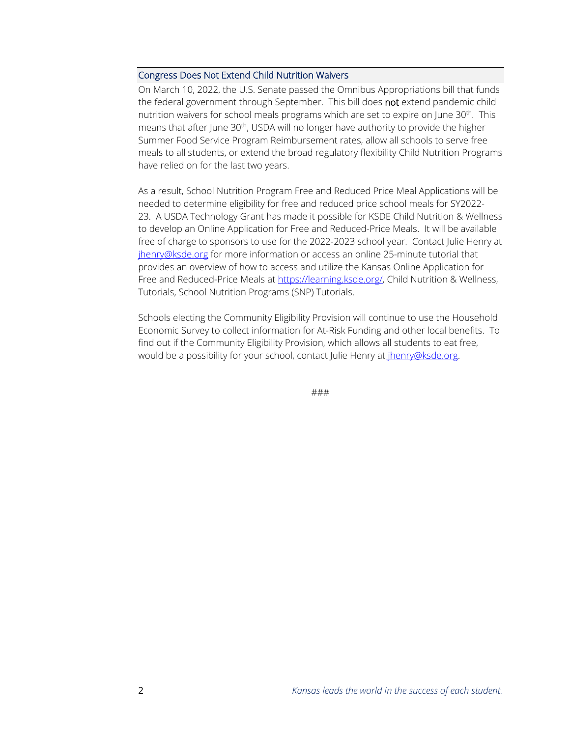## Congress Does Not Extend Child Nutrition Waivers

On March 10, 2022, the U.S. Senate passed the Omnibus Appropriations bill that funds the federal government through September. This bill does **not** extend pandemic child nutrition waivers for school meals programs which are set to expire on June 30th. This means that after June 30th, USDA will no longer have authority to provide the higher Summer Food Service Program Reimbursement rates, allow all schools to serve free meals to all students, or extend the broad regulatory flexibility Child Nutrition Programs have relied on for the last two years.

As a result, School Nutrition Program Free and Reduced Price Meal Applications will be needed to determine eligibility for free and reduced price school meals for SY2022-23. A USDA Technology Grant has made it possible for KSDE Child Nutrition & Wellness to develop an Online Application for Free and Reduced-Price Meals. It will be available free of charge to sponsors to use for the 2022-2023 school year. Contact Julie Henry at [jhenry@ksde.org](mailto:jhenry@ksde.org) for more information or access an online 25-minute tutorial that provides an overview of how to access and utilize the Kansas Online Application for Free and Reduced-Price Meals at [https://learning.ksde.org/](https://learning.ksde.org/), Child Nutrition & Wellness, Tutorials, School Nutrition Programs (SNP) Tutorials.

Schools electing the Community Eligibility Provision will continue to use the Household Economic Survey to collect information for At-Risk Funding and other local benefits. To find out if the Community Eligibility Provision, which allows all students to eat free, would be a possibility for your school, contact Julie Henry at [jhenry@ksde.org](mailto:jhenry@ksde.org).

###

*Kansas leads the world in the success of each student.*